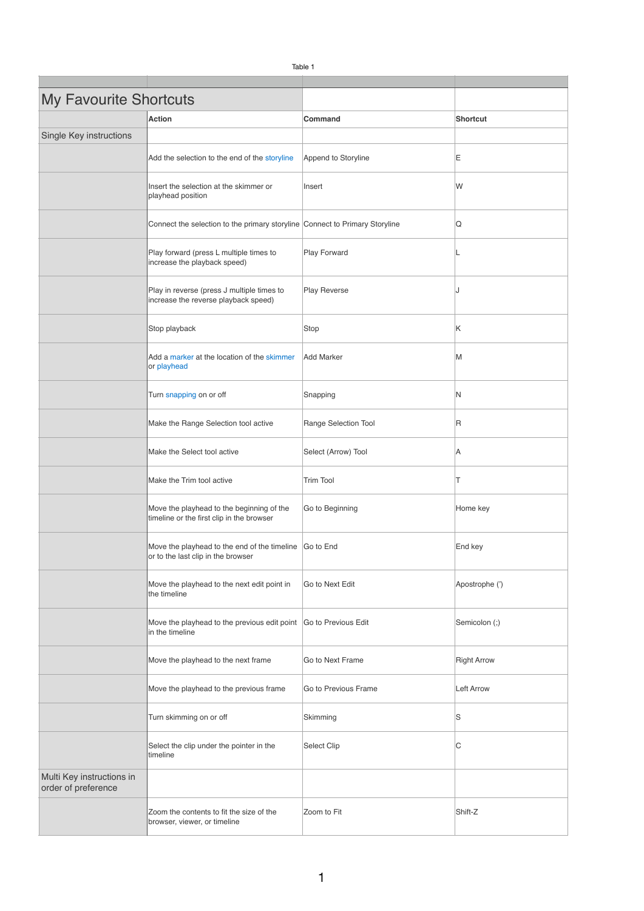Table 1

| My Favourite Shortcuts | | | |
|---|---|---|---|
| | **Action** | **Command** | **Shortcut** |
| Single Key instructions | | | |
| | Add the selection to the end of the storyline | Append to Storyline | E |
| | Insert the selection at the skimmer or playhead position | Insert | W |
| | Connect the selection to the primary storyline | Connect to Primary Storyline | Q |
| | Play forward (press L multiple times to increase the playback speed) | Play Forward | L |
| | Play in reverse (press J multiple times to increase the reverse playback speed) | Play Reverse | J |
| | Stop playback | Stop | K |
| | Add a marker at the location of the skimmer or playhead | Add Marker | M |
| | Turn snapping on or off | Snapping | N |
| | Make the Range Selection tool active | Range Selection Tool | R |
| | Make the Select tool active | Select (Arrow) Tool | A |
| | Make the Trim tool active | Trim Tool | T |
| | Move the playhead to the beginning of the timeline or the first clip in the browser | Go to Beginning | Home key |
| | Move the playhead to the end of the timeline or to the last clip in the browser | Go to End | End key |
| | Move the playhead to the next edit point in the timeline | Go to Next Edit | Apostrophe (') |
| | Move the playhead to the previous edit point in the timeline | Go to Previous Edit | Semicolon (;) |
| | Move the playhead to the next frame | Go to Next Frame | Right Arrow |
| | Move the playhead to the previous frame | Go to Previous Frame | Left Arrow |
| | Turn skimming on or off | Skimming | S |
| | Select the clip under the pointer in the timeline | Select Clip | C |
| Multi Key instructions in order of preference | | | |
| | Zoom the contents to fit the size of the browser, viewer, or timeline | Zoom to Fit | Shift-Z |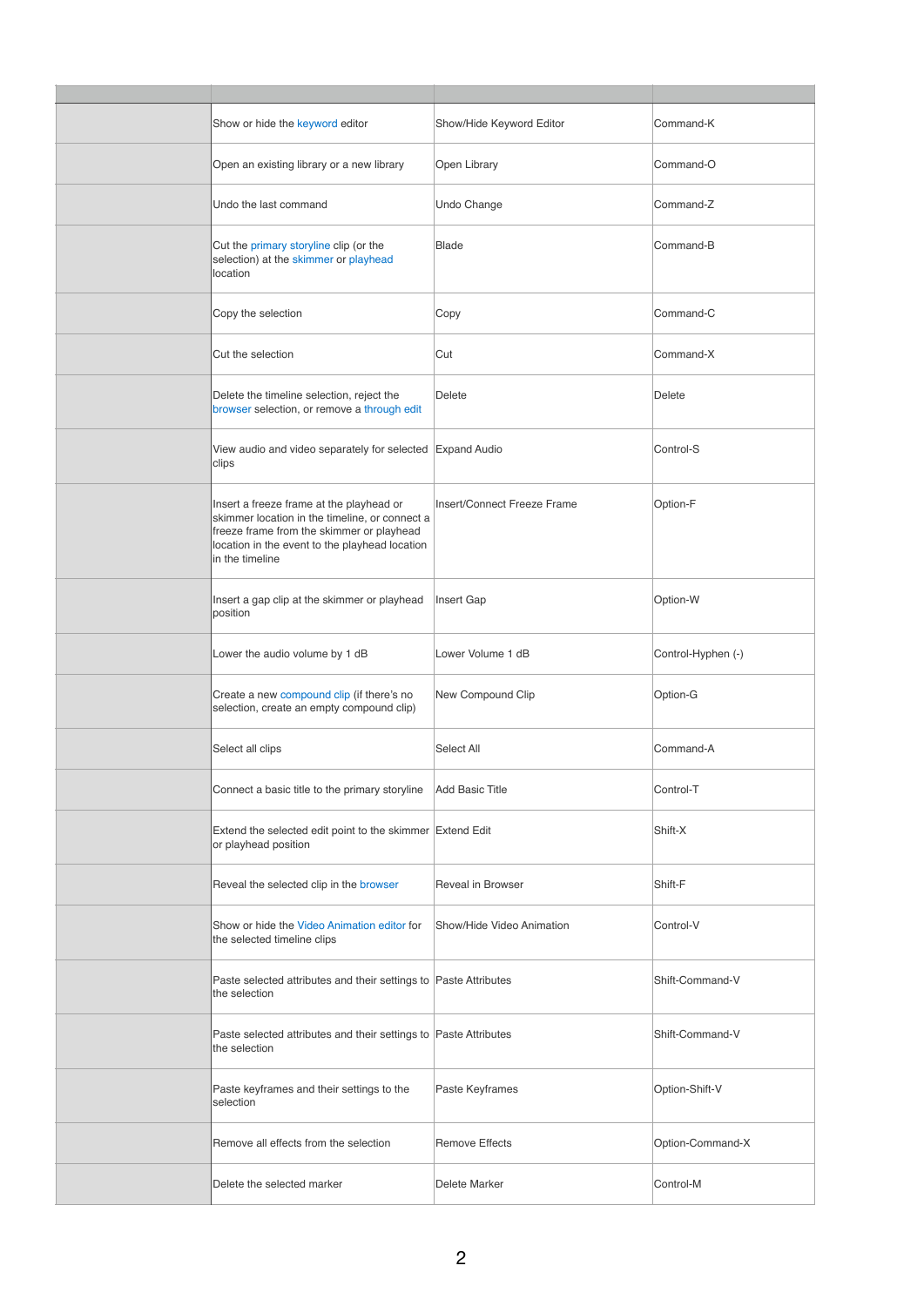| | | | |
|---|---|---|---|
| | Show or hide the keyword editor | Show/Hide Keyword Editor | Command-K |
| | Open an existing library or a new library | Open Library | Command-O |
| | Undo the last command | Undo Change | Command-Z |
| | Cut the primary storyline clip (or the selection) at the skimmer or playhead location | Blade | Command-B |
| | Copy the selection | Copy | Command-C |
| | Cut the selection | Cut | Command-X |
| | Delete the timeline selection, reject the browser selection, or remove a through edit | Delete | Delete |
| | View audio and video separately for selected clips | Expand Audio | Control-S |
| | Insert a freeze frame at the playhead or skimmer location in the timeline, or connect a freeze frame from the skimmer or playhead location in the event to the playhead location in the timeline | Insert/Connect Freeze Frame | Option-F |
| | Insert a gap clip at the skimmer or playhead position | Insert Gap | Option-W |
| | Lower the audio volume by 1 dB | Lower Volume 1 dB | Control-Hyphen (-) |
| | Create a new compound clip (if there's no selection, create an empty compound clip) | New Compound Clip | Option-G |
| | Select all clips | Select All | Command-A |
| | Connect a basic title to the primary storyline | Add Basic Title | Control-T |
| | Extend the selected edit point to the skimmer or playhead position | Extend Edit | Shift-X |
| | Reveal the selected clip in the browser | Reveal in Browser | Shift-F |
| | Show or hide the Video Animation editor for the selected timeline clips | Show/Hide Video Animation | Control-V |
| | Paste selected attributes and their settings to the selection | Paste Attributes | Shift-Command-V |
| | Paste selected attributes and their settings to the selection | Paste Attributes | Shift-Command-V |
| | Paste keyframes and their settings to the selection | Paste Keyframes | Option-Shift-V |
| | Remove all effects from the selection | Remove Effects | Option-Command-X |
| | Delete the selected marker | Delete Marker | Control-M |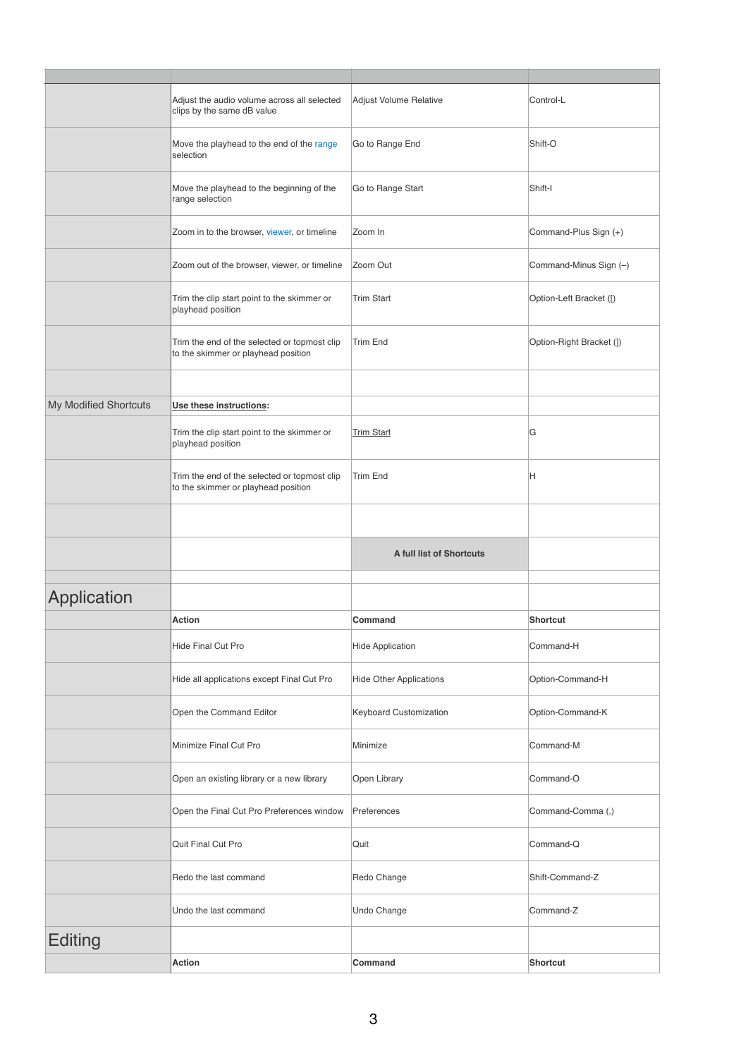| | | | |
|---|---|---|---|
| | Adjust the audio volume across all selected clips by the same dB value | Adjust Volume Relative | Control-L |
| | Move the playhead to the end of the range selection | Go to Range End | Shift-O |
| | Move the playhead to the beginning of the range selection | Go to Range Start | Shift-I |
| | Zoom in to the browser, viewer, or timeline | Zoom In | Command-Plus Sign (+) |
| | Zoom out of the browser, viewer, or timeline | Zoom Out | Command-Minus Sign (–) |
| | Trim the clip start point to the skimmer or playhead position | Trim Start | Option-Left Bracket ([) |
| | Trim the end of the selected or topmost clip to the skimmer or playhead position | Trim End | Option-Right Bracket (]) |
| | | | |
| My Modified Shortcuts | **Use these instructions**: | | |
| | Trim the clip start point to the skimmer or playhead position | Trim Start | G |
| | Trim the end of the selected or topmost clip to the skimmer or playhead position | Trim End | H |
| | | | |
| | | **A full list of Shortcuts** | |
| | | | |

## Application

| | Action | Command | Shortcut |
|---|---|---|---|
| | Hide Final Cut Pro | Hide Application | Command-H |
| | Hide all applications except Final Cut Pro | Hide Other Applications | Option-Command-H |
| | Open the Command Editor | Keyboard Customization | Option-Command-K |
| | Minimize Final Cut Pro | Minimize | Command-M |
| | Open an existing library or a new library | Open Library | Command-O |
| | Open the Final Cut Pro Preferences window | Preferences | Command-Comma (,) |
| | Quit Final Cut Pro | Quit | Command-Q |
| | Redo the last command | Redo Change | Shift-Command-Z |
| | Undo the last command | Undo Change | Command-Z |

## Editing

| | Action | Command | Shortcut |
|---|---|---|---|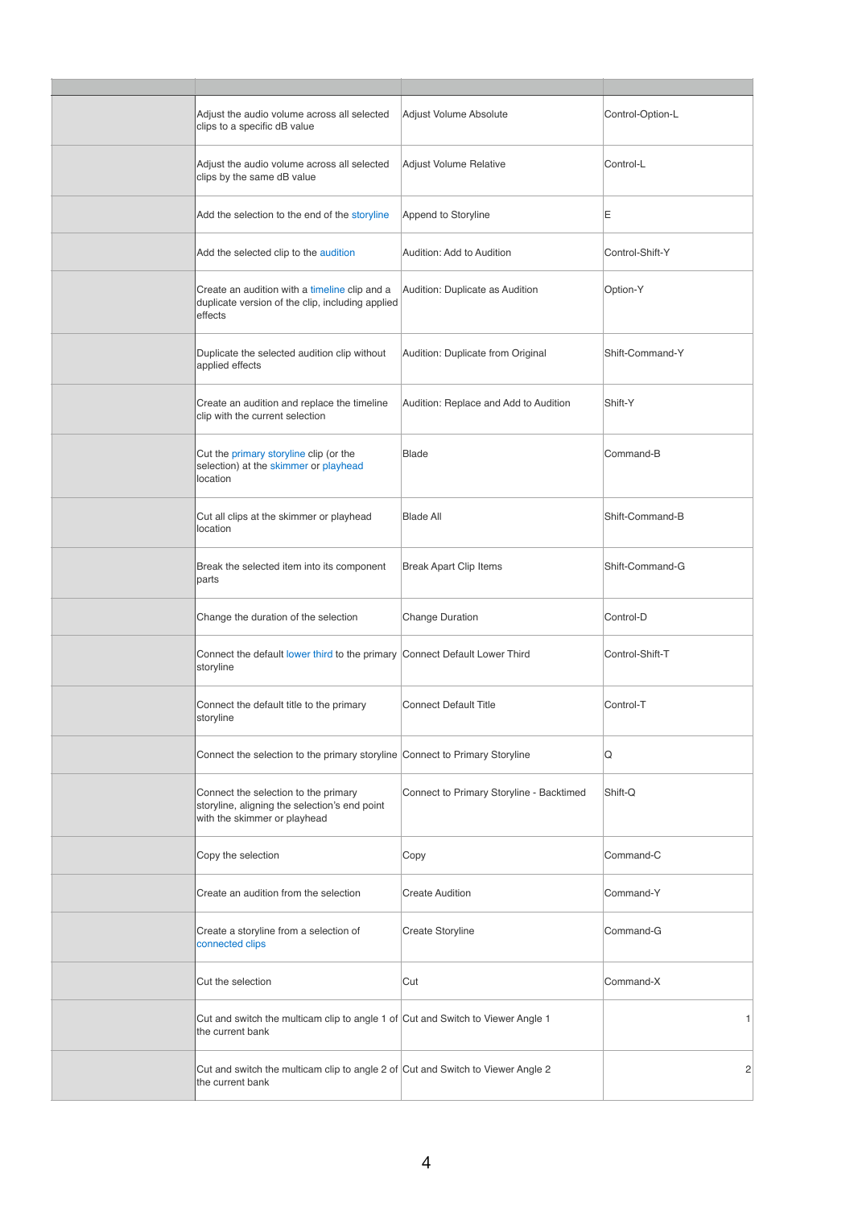| | | | |
|---|---|---|---|
| | Adjust the audio volume across all selected clips to a specific dB value | Adjust Volume Absolute | Control-Option-L |
| | Adjust the audio volume across all selected clips by the same dB value | Adjust Volume Relative | Control-L |
| | Add the selection to the end of the storyline | Append to Storyline | E |
| | Add the selected clip to the audition | Audition: Add to Audition | Control-Shift-Y |
| | Create an audition with a timeline clip and a duplicate version of the clip, including applied effects | Audition: Duplicate as Audition | Option-Y |
| | Duplicate the selected audition clip without applied effects | Audition: Duplicate from Original | Shift-Command-Y |
| | Create an audition and replace the timeline clip with the current selection | Audition: Replace and Add to Audition | Shift-Y |
| | Cut the primary storyline clip (or the selection) at the skimmer or playhead location | Blade | Command-B |
| | Cut all clips at the skimmer or playhead location | Blade All | Shift-Command-B |
| | Break the selected item into its component parts | Break Apart Clip Items | Shift-Command-G |
| | Change the duration of the selection | Change Duration | Control-D |
| | Connect the default lower third to the primary storyline | Connect Default Lower Third | Control-Shift-T |
| | Connect the default title to the primary storyline | Connect Default Title | Control-T |
| | Connect the selection to the primary storyline | Connect to Primary Storyline | Q |
| | Connect the selection to the primary storyline, aligning the selection's end point with the skimmer or playhead | Connect to Primary Storyline - Backtimed | Shift-Q |
| | Copy the selection | Copy | Command-C |
| | Create an audition from the selection | Create Audition | Command-Y |
| | Create a storyline from a selection of connected clips | Create Storyline | Command-G |
| | Cut the selection | Cut | Command-X |
| | Cut and switch the multicam clip to angle 1 of the current bank | Cut and Switch to Viewer Angle 1 | 1 |
| | Cut and switch the multicam clip to angle 2 of the current bank | Cut and Switch to Viewer Angle 2 | 2 |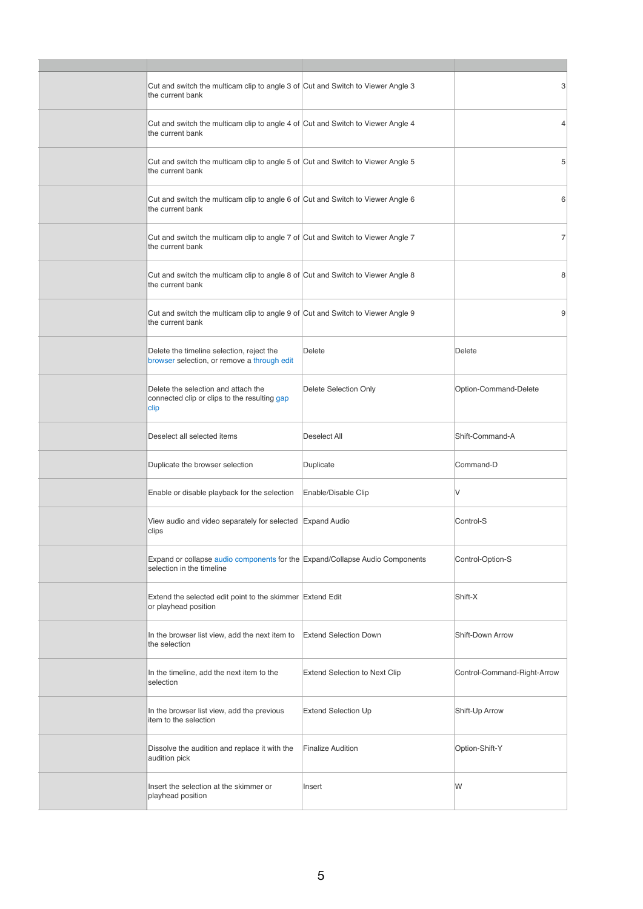| | | | |
|---|---|---|---|
| | Cut and switch the multicam clip to angle 3 of the current bank | Cut and Switch to Viewer Angle 3 | 3 |
| | Cut and switch the multicam clip to angle 4 of the current bank | Cut and Switch to Viewer Angle 4 | 4 |
| | Cut and switch the multicam clip to angle 5 of the current bank | Cut and Switch to Viewer Angle 5 | 5 |
| | Cut and switch the multicam clip to angle 6 of the current bank | Cut and Switch to Viewer Angle 6 | 6 |
| | Cut and switch the multicam clip to angle 7 of the current bank | Cut and Switch to Viewer Angle 7 | 7 |
| | Cut and switch the multicam clip to angle 8 of the current bank | Cut and Switch to Viewer Angle 8 | 8 |
| | Cut and switch the multicam clip to angle 9 of the current bank | Cut and Switch to Viewer Angle 9 | 9 |
| | Delete the timeline selection, reject the browser selection, or remove a through edit | Delete | Delete |
| | Delete the selection and attach the connected clip or clips to the resulting gap clip | Delete Selection Only | Option-Command-Delete |
| | Deselect all selected items | Deselect All | Shift-Command-A |
| | Duplicate the browser selection | Duplicate | Command-D |
| | Enable or disable playback for the selection | Enable/Disable Clip | V |
| | View audio and video separately for selected clips | Expand Audio | Control-S |
| | Expand or collapse audio components for the selection in the timeline | Expand/Collapse Audio Components | Control-Option-S |
| | Extend the selected edit point to the skimmer or playhead position | Extend Edit | Shift-X |
| | In the browser list view, add the next item to the selection | Extend Selection Down | Shift-Down Arrow |
| | In the timeline, add the next item to the selection | Extend Selection to Next Clip | Control-Command-Right-Arrow |
| | In the browser list view, add the previous item to the selection | Extend Selection Up | Shift-Up Arrow |
| | Dissolve the audition and replace it with the audition pick | Finalize Audition | Option-Shift-Y |
| | Insert the selection at the skimmer or playhead position | Insert | W |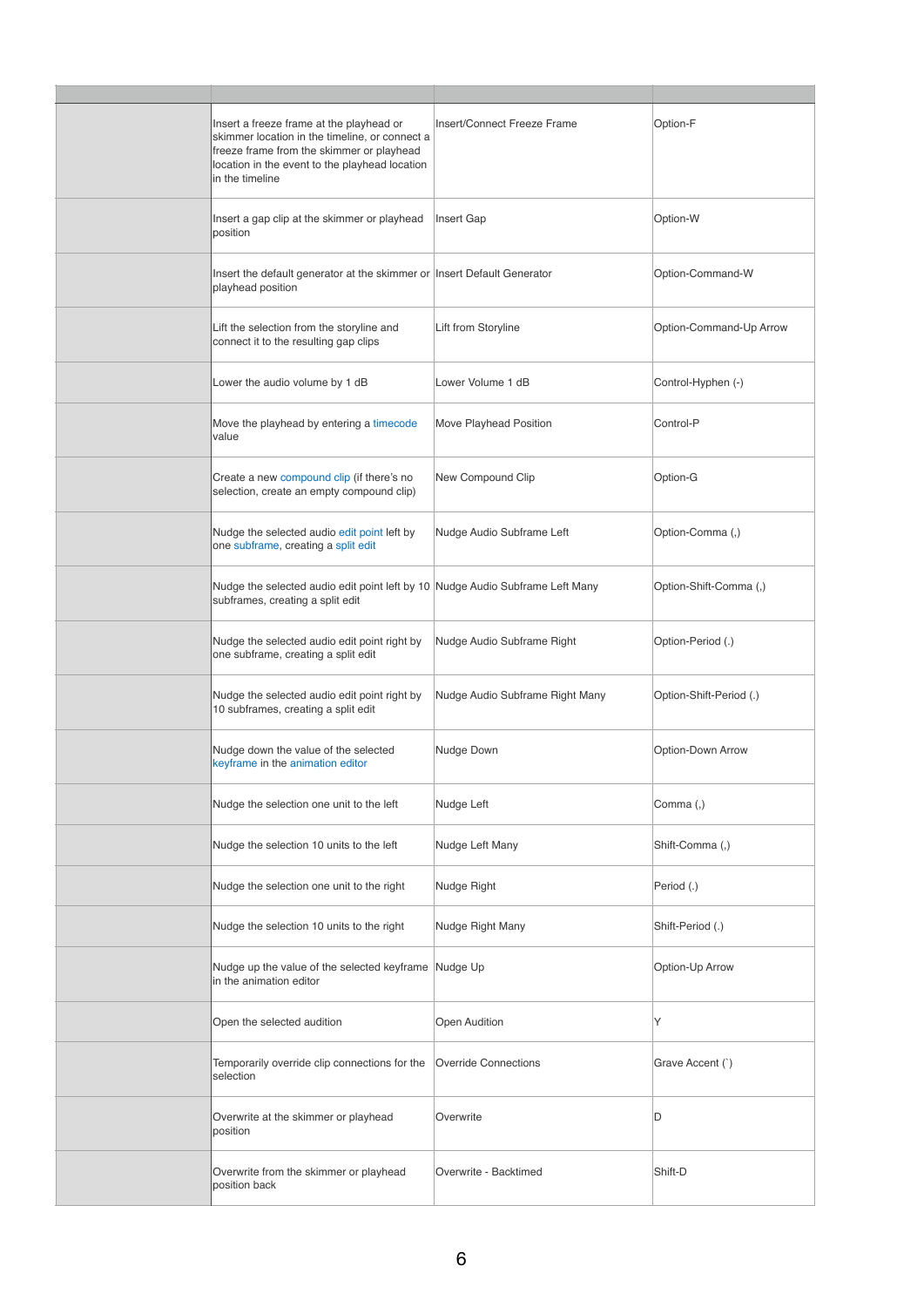| | | | |
|---|---|---|---|
| | Insert a freeze frame at the playhead or skimmer location in the timeline, or connect a freeze frame from the skimmer or playhead location in the event to the playhead location in the timeline | Insert/Connect Freeze Frame | Option-F |
| | Insert a gap clip at the skimmer or playhead position | Insert Gap | Option-W |
| | Insert the default generator at the skimmer or playhead position | Insert Default Generator | Option-Command-W |
| | Lift the selection from the storyline and connect it to the resulting gap clips | Lift from Storyline | Option-Command-Up Arrow |
| | Lower the audio volume by 1 dB | Lower Volume 1 dB | Control-Hyphen (-) |
| | Move the playhead by entering a timecode value | Move Playhead Position | Control-P |
| | Create a new compound clip (if there's no selection, create an empty compound clip) | New Compound Clip | Option-G |
| | Nudge the selected audio edit point left by one subframe, creating a split edit | Nudge Audio Subframe Left | Option-Comma (,) |
| | Nudge the selected audio edit point left by 10 subframes, creating a split edit | Nudge Audio Subframe Left Many | Option-Shift-Comma (,) |
| | Nudge the selected audio edit point right by one subframe, creating a split edit | Nudge Audio Subframe Right | Option-Period (.) |
| | Nudge the selected audio edit point right by 10 subframes, creating a split edit | Nudge Audio Subframe Right Many | Option-Shift-Period (.) |
| | Nudge down the value of the selected keyframe in the animation editor | Nudge Down | Option-Down Arrow |
| | Nudge the selection one unit to the left | Nudge Left | Comma (,) |
| | Nudge the selection 10 units to the left | Nudge Left Many | Shift-Comma (,) |
| | Nudge the selection one unit to the right | Nudge Right | Period (.) |
| | Nudge the selection 10 units to the right | Nudge Right Many | Shift-Period (.) |
| | Nudge up the value of the selected keyframe in the animation editor | Nudge Up | Option-Up Arrow |
| | Open the selected audition | Open Audition | Y |
| | Temporarily override clip connections for the selection | Override Connections | Grave Accent (`) |
| | Overwrite at the skimmer or playhead position | Overwrite | D |
| | Overwrite from the skimmer or playhead position back | Overwrite - Backtimed | Shift-D |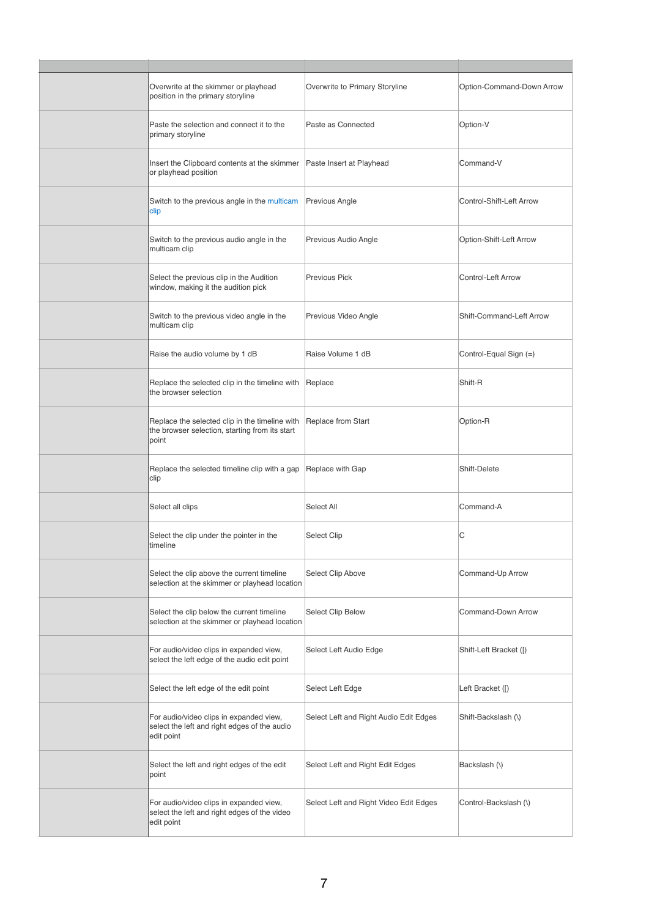| | | | |
|---|---|---|---|
| | Overwrite at the skimmer or playhead position in the primary storyline | Overwrite to Primary Storyline | Option-Command-Down Arrow |
| | Paste the selection and connect it to the primary storyline | Paste as Connected | Option-V |
| | Insert the Clipboard contents at the skimmer or playhead position | Paste Insert at Playhead | Command-V |
| | Switch to the previous angle in the multicam clip | Previous Angle | Control-Shift-Left Arrow |
| | Switch to the previous audio angle in the multicam clip | Previous Audio Angle | Option-Shift-Left Arrow |
| | Select the previous clip in the Audition window, making it the audition pick | Previous Pick | Control-Left Arrow |
| | Switch to the previous video angle in the multicam clip | Previous Video Angle | Shift-Command-Left Arrow |
| | Raise the audio volume by 1 dB | Raise Volume 1 dB | Control-Equal Sign (=) |
| | Replace the selected clip in the timeline with the browser selection | Replace | Shift-R |
| | Replace the selected clip in the timeline with the browser selection, starting from its start point | Replace from Start | Option-R |
| | Replace the selected timeline clip with a gap clip | Replace with Gap | Shift-Delete |
| | Select all clips | Select All | Command-A |
| | Select the clip under the pointer in the timeline | Select Clip | C |
| | Select the clip above the current timeline selection at the skimmer or playhead location | Select Clip Above | Command-Up Arrow |
| | Select the clip below the current timeline selection at the skimmer or playhead location | Select Clip Below | Command-Down Arrow |
| | For audio/video clips in expanded view, select the left edge of the audio edit point | Select Left Audio Edge | Shift-Left Bracket ([) |
| | Select the left edge of the edit point | Select Left Edge | Left Bracket ([) |
| | For audio/video clips in expanded view, select the left and right edges of the audio edit point | Select Left and Right Audio Edit Edges | Shift-Backslash (\) |
| | Select the left and right edges of the edit point | Select Left and Right Edit Edges | Backslash (\) |
| | For audio/video clips in expanded view, select the left and right edges of the video edit point | Select Left and Right Video Edit Edges | Control-Backslash (\) |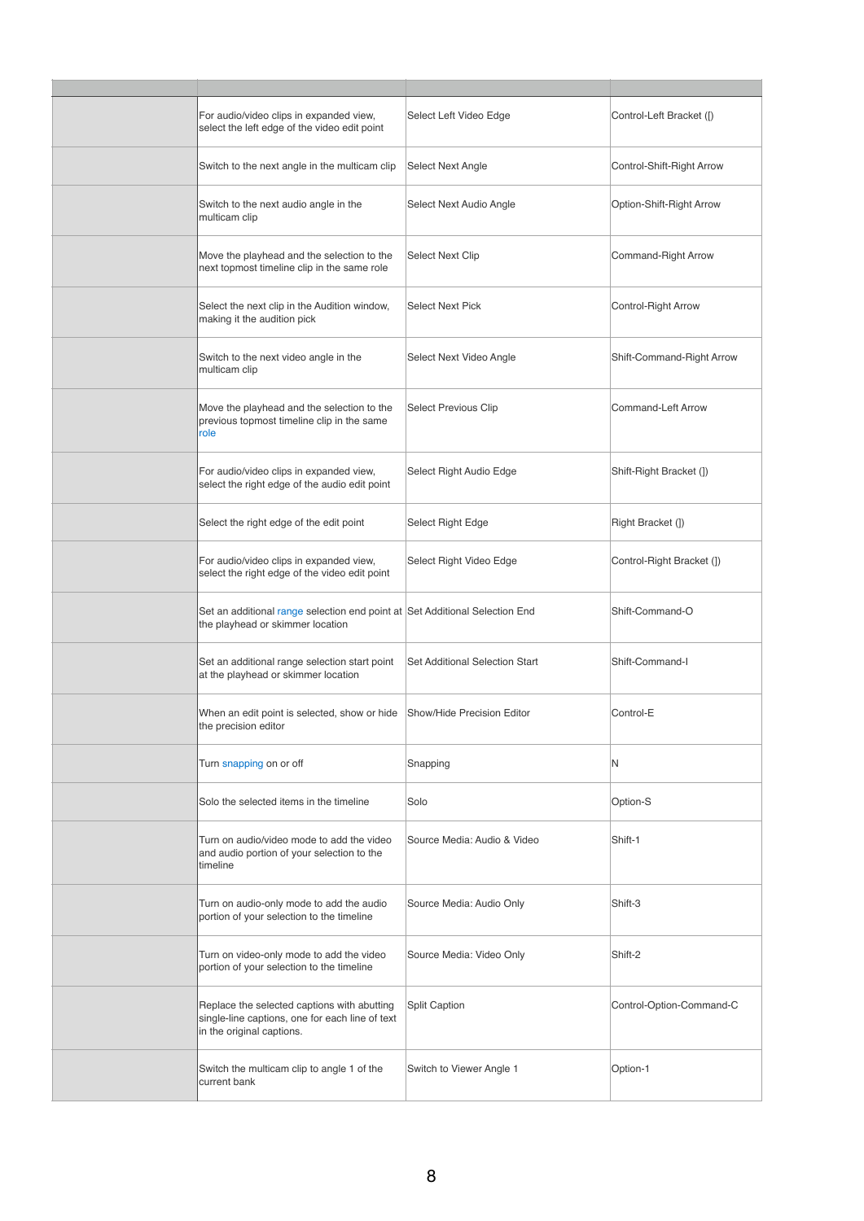| | | | |
|---|---|---|---|
| | For audio/video clips in expanded view, select the left edge of the video edit point | Select Left Video Edge | Control-Left Bracket ([) |
| | Switch to the next angle in the multicam clip | Select Next Angle | Control-Shift-Right Arrow |
| | Switch to the next audio angle in the multicam clip | Select Next Audio Angle | Option-Shift-Right Arrow |
| | Move the playhead and the selection to the next topmost timeline clip in the same role | Select Next Clip | Command-Right Arrow |
| | Select the next clip in the Audition window, making it the audition pick | Select Next Pick | Control-Right Arrow |
| | Switch to the next video angle in the multicam clip | Select Next Video Angle | Shift-Command-Right Arrow |
| | Move the playhead and the selection to the previous topmost timeline clip in the same role | Select Previous Clip | Command-Left Arrow |
| | For audio/video clips in expanded view, select the right edge of the audio edit point | Select Right Audio Edge | Shift-Right Bracket (]) |
| | Select the right edge of the edit point | Select Right Edge | Right Bracket (]) |
| | For audio/video clips in expanded view, select the right edge of the video edit point | Select Right Video Edge | Control-Right Bracket (]) |
| | Set an additional range selection end point at the playhead or skimmer location | Set Additional Selection End | Shift-Command-O |
| | Set an additional range selection start point at the playhead or skimmer location | Set Additional Selection Start | Shift-Command-I |
| | When an edit point is selected, show or hide the precision editor | Show/Hide Precision Editor | Control-E |
| | Turn snapping on or off | Snapping | N |
| | Solo the selected items in the timeline | Solo | Option-S |
| | Turn on audio/video mode to add the video and audio portion of your selection to the timeline | Source Media: Audio & Video | Shift-1 |
| | Turn on audio-only mode to add the audio portion of your selection to the timeline | Source Media: Audio Only | Shift-3 |
| | Turn on video-only mode to add the video portion of your selection to the timeline | Source Media: Video Only | Shift-2 |
| | Replace the selected captions with abutting single-line captions, one for each line of text in the original captions. | Split Caption | Control-Option-Command-C |
| | Switch the multicam clip to angle 1 of the current bank | Switch to Viewer Angle 1 | Option-1 |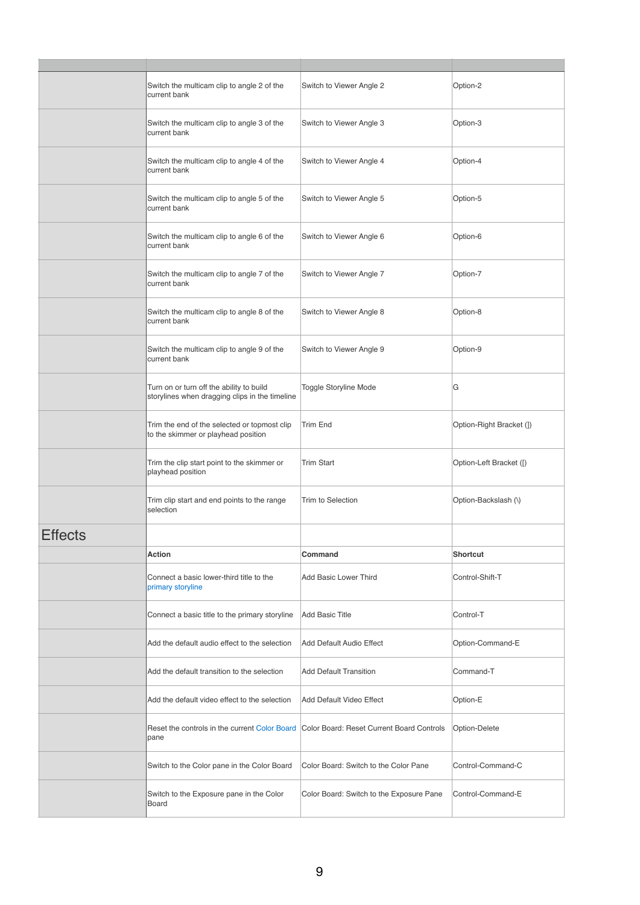| | | | |
|---|---|---|---|
| | Switch the multicam clip to angle 2 of the current bank | Switch to Viewer Angle 2 | Option-2 |
| | Switch the multicam clip to angle 3 of the current bank | Switch to Viewer Angle 3 | Option-3 |
| | Switch the multicam clip to angle 4 of the current bank | Switch to Viewer Angle 4 | Option-4 |
| | Switch the multicam clip to angle 5 of the current bank | Switch to Viewer Angle 5 | Option-5 |
| | Switch the multicam clip to angle 6 of the current bank | Switch to Viewer Angle 6 | Option-6 |
| | Switch the multicam clip to angle 7 of the current bank | Switch to Viewer Angle 7 | Option-7 |
| | Switch the multicam clip to angle 8 of the current bank | Switch to Viewer Angle 8 | Option-8 |
| | Switch the multicam clip to angle 9 of the current bank | Switch to Viewer Angle 9 | Option-9 |
| | Turn on or turn off the ability to build storylines when dragging clips in the timeline | Toggle Storyline Mode | G |
| | Trim the end of the selected or topmost clip to the skimmer or playhead position | Trim End | Option-Right Bracket (]) |
| | Trim the clip start point to the skimmer or playhead position | Trim Start | Option-Left Bracket ([) |
| | Trim clip start and end points to the range selection | Trim to Selection | Option-Backslash (\) |

## Effects

| | Action | Command | Shortcut |
|---|---|---|---|
| | Connect a basic lower-third title to the primary storyline | Add Basic Lower Third | Control-Shift-T |
| | Connect a basic title to the primary storyline | Add Basic Title | Control-T |
| | Add the default audio effect to the selection | Add Default Audio Effect | Option-Command-E |
| | Add the default transition to the selection | Add Default Transition | Command-T |
| | Add the default video effect to the selection | Add Default Video Effect | Option-E |
| | Reset the controls in the current Color Board pane | Color Board: Reset Current Board Controls | Option-Delete |
| | Switch to the Color pane in the Color Board | Color Board: Switch to the Color Pane | Control-Command-C |
| | Switch to the Exposure pane in the Color Board | Color Board: Switch to the Exposure Pane | Control-Command-E |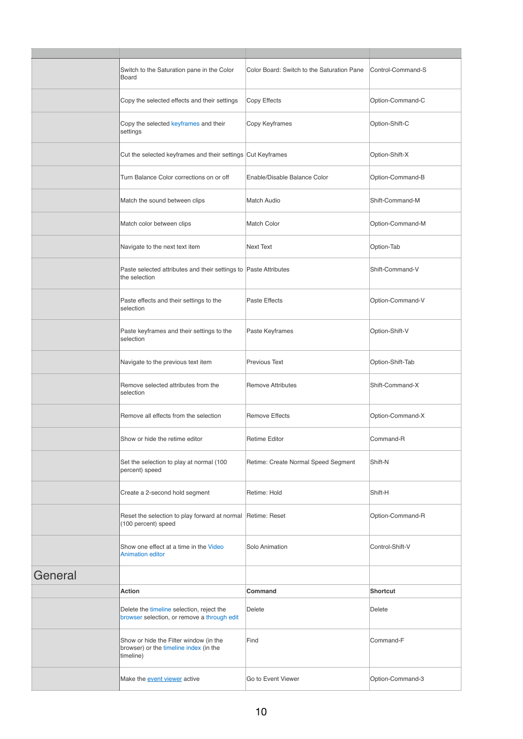| | | | |
|---|---|---|---|
| | Switch to the Saturation pane in the Color Board | Color Board: Switch to the Saturation Pane | Control-Command-S |
| | Copy the selected effects and their settings | Copy Effects | Option-Command-C |
| | Copy the selected keyframes and their settings | Copy Keyframes | Option-Shift-C |
| | Cut the selected keyframes and their settings | Cut Keyframes | Option-Shift-X |
| | Turn Balance Color corrections on or off | Enable/Disable Balance Color | Option-Command-B |
| | Match the sound between clips | Match Audio | Shift-Command-M |
| | Match color between clips | Match Color | Option-Command-M |
| | Navigate to the next text item | Next Text | Option-Tab |
| | Paste selected attributes and their settings to the selection | Paste Attributes | Shift-Command-V |
| | Paste effects and their settings to the selection | Paste Effects | Option-Command-V |
| | Paste keyframes and their settings to the selection | Paste Keyframes | Option-Shift-V |
| | Navigate to the previous text item | Previous Text | Option-Shift-Tab |
| | Remove selected attributes from the selection | Remove Attributes | Shift-Command-X |
| | Remove all effects from the selection | Remove Effects | Option-Command-X |
| | Show or hide the retime editor | Retime Editor | Command-R |
| | Set the selection to play at normal (100 percent) speed | Retime: Create Normal Speed Segment | Shift-N |
| | Create a 2-second hold segment | Retime: Hold | Shift-H |
| | Reset the selection to play forward at normal (100 percent) speed | Retime: Reset | Option-Command-R |
| | Show one effect at a time in the Video Animation editor | Solo Animation | Control-Shift-V |

## General

| | Action | Command | Shortcut |
|---|---|---|---|
| | Delete the timeline selection, reject the browser selection, or remove a through edit | Delete | Delete |
| | Show or hide the Filter window (in the browser) or the timeline index (in the timeline) | Find | Command-F |
| | Make the event viewer active | Go to Event Viewer | Option-Command-3 |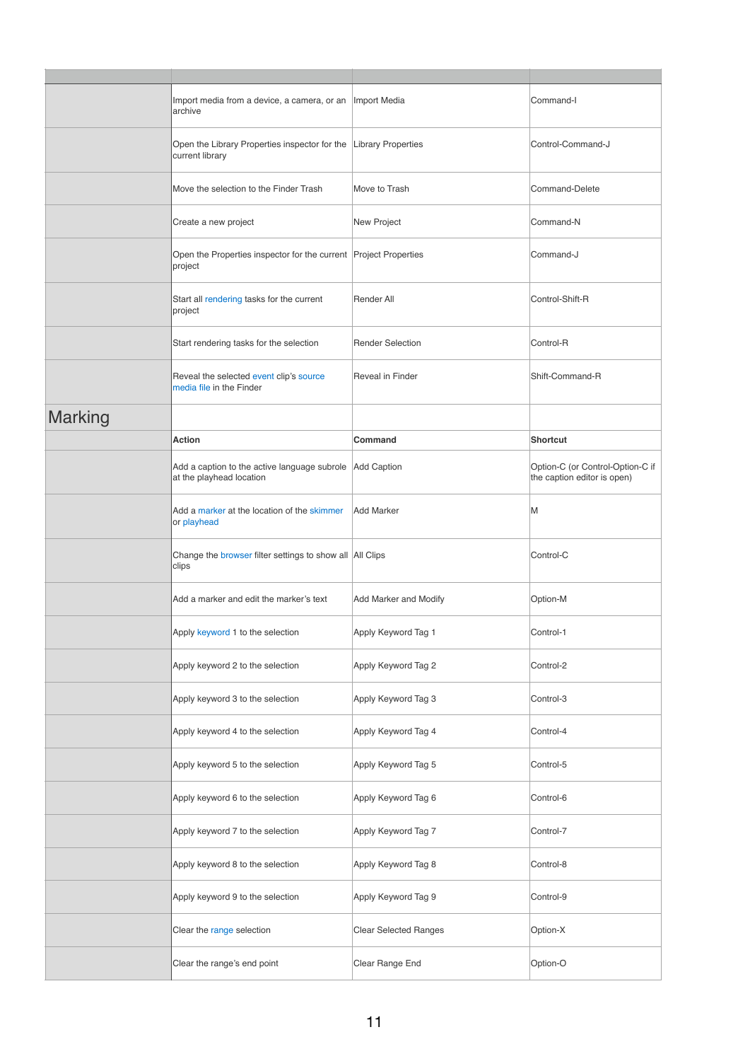| | | | |
|---|---|---|---|
| | Import media from a device, a camera, or an archive | Import Media | Command-I |
| | Open the Library Properties inspector for the current library | Library Properties | Control-Command-J |
| | Move the selection to the Finder Trash | Move to Trash | Command-Delete |
| | Create a new project | New Project | Command-N |
| | Open the Properties inspector for the current project | Project Properties | Command-J |
| | Start all rendering tasks for the current project | Render All | Control-Shift-R |
| | Start rendering tasks for the selection | Render Selection | Control-R |
| | Reveal the selected event clip's source media file in the Finder | Reveal in Finder | Shift-Command-R |

## Marking

| | Action | Command | Shortcut |
|---|---|---|---|
| | Add a caption to the active language subrole at the playhead location | Add Caption | Option-C (or Control-Option-C if the caption editor is open) |
| | Add a marker at the location of the skimmer or playhead | Add Marker | M |
| | Change the browser filter settings to show all clips | All Clips | Control-C |
| | Add a marker and edit the marker's text | Add Marker and Modify | Option-M |
| | Apply keyword 1 to the selection | Apply Keyword Tag 1 | Control-1 |
| | Apply keyword 2 to the selection | Apply Keyword Tag 2 | Control-2 |
| | Apply keyword 3 to the selection | Apply Keyword Tag 3 | Control-3 |
| | Apply keyword 4 to the selection | Apply Keyword Tag 4 | Control-4 |
| | Apply keyword 5 to the selection | Apply Keyword Tag 5 | Control-5 |
| | Apply keyword 6 to the selection | Apply Keyword Tag 6 | Control-6 |
| | Apply keyword 7 to the selection | Apply Keyword Tag 7 | Control-7 |
| | Apply keyword 8 to the selection | Apply Keyword Tag 8 | Control-8 |
| | Apply keyword 9 to the selection | Apply Keyword Tag 9 | Control-9 |
| | Clear the range selection | Clear Selected Ranges | Option-X |
| | Clear the range's end point | Clear Range End | Option-O |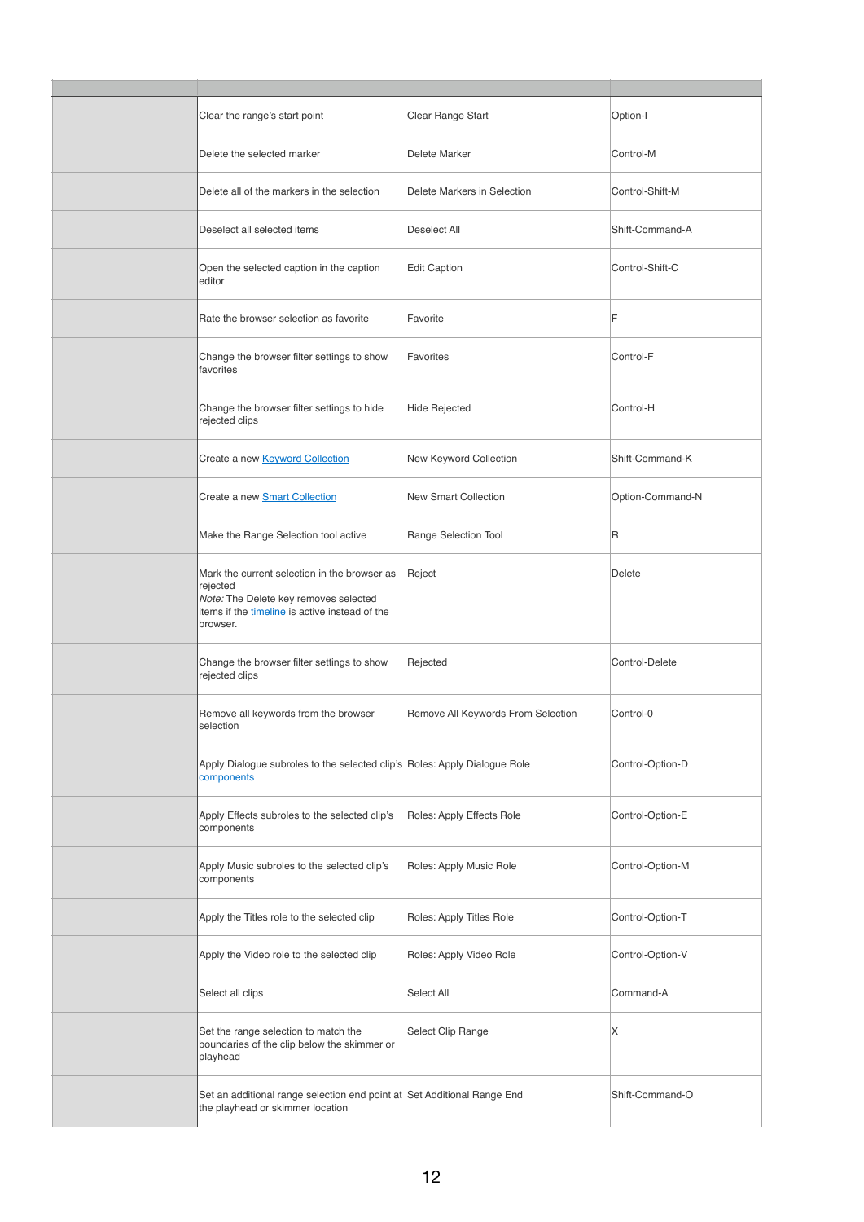| | | | |
|---|---|---|---|
| | Clear the range's start point | Clear Range Start | Option-I |
| | Delete the selected marker | Delete Marker | Control-M |
| | Delete all of the markers in the selection | Delete Markers in Selection | Control-Shift-M |
| | Deselect all selected items | Deselect All | Shift-Command-A |
| | Open the selected caption in the caption editor | Edit Caption | Control-Shift-C |
| | Rate the browser selection as favorite | Favorite | F |
| | Change the browser filter settings to show favorites | Favorites | Control-F |
| | Change the browser filter settings to hide rejected clips | Hide Rejected | Control-H |
| | Create a new Keyword Collection | New Keyword Collection | Shift-Command-K |
| | Create a new Smart Collection | New Smart Collection | Option-Command-N |
| | Make the Range Selection tool active | Range Selection Tool | R |
| | Mark the current selection in the browser as rejected *Note:* The Delete key removes selected items if the timeline is active instead of the browser. | Reject | Delete |
| | Change the browser filter settings to show rejected clips | Rejected | Control-Delete |
| | Remove all keywords from the browser selection | Remove All Keywords From Selection | Control-0 |
| | Apply Dialogue subroles to the selected clip's components | Roles: Apply Dialogue Role | Control-Option-D |
| | Apply Effects subroles to the selected clip's components | Roles: Apply Effects Role | Control-Option-E |
| | Apply Music subroles to the selected clip's components | Roles: Apply Music Role | Control-Option-M |
| | Apply the Titles role to the selected clip | Roles: Apply Titles Role | Control-Option-T |
| | Apply the Video role to the selected clip | Roles: Apply Video Role | Control-Option-V |
| | Select all clips | Select All | Command-A |
| | Set the range selection to match the boundaries of the clip below the skimmer or playhead | Select Clip Range | X |
| | Set an additional range selection end point at the playhead or skimmer location | Set Additional Range End | Shift-Command-O |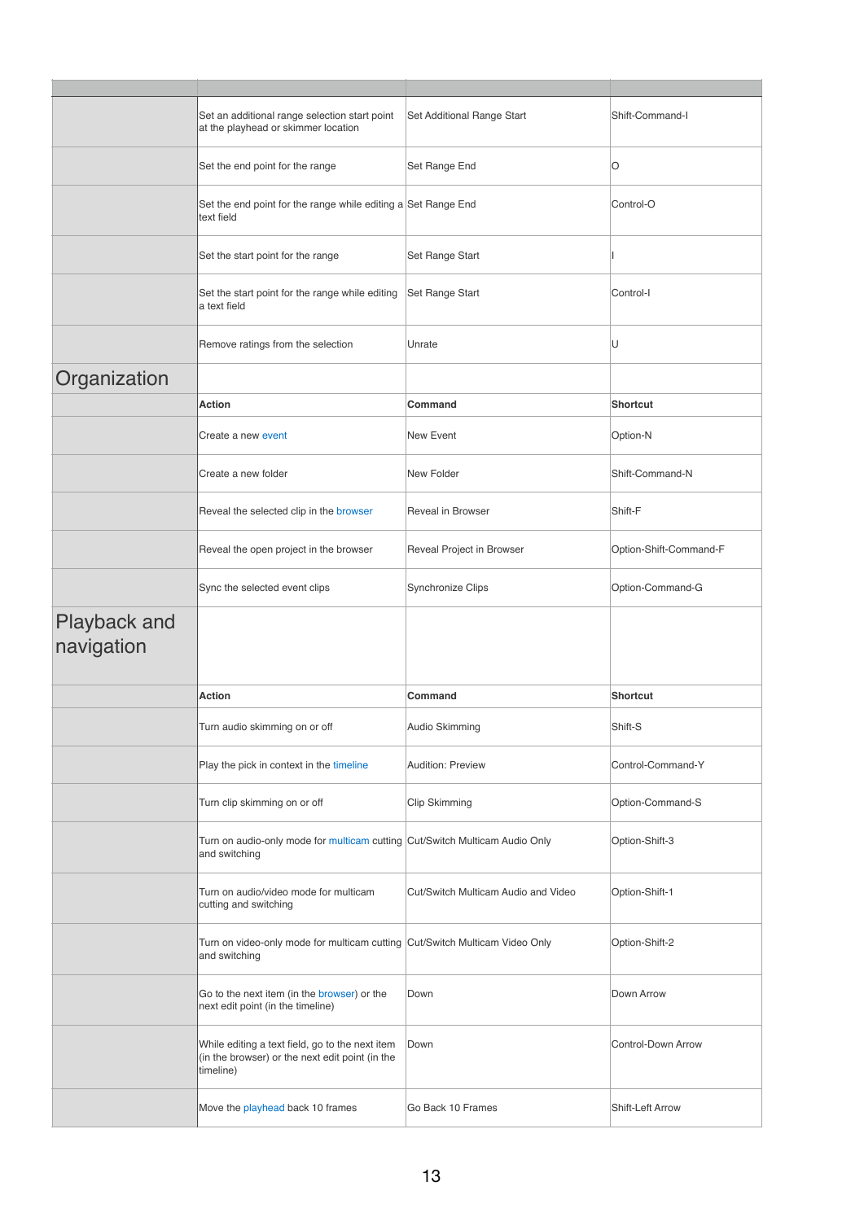| Action | Command | Shortcut |
|---|---|---|
| Set an additional range selection start point at the playhead or skimmer location | Set Additional Range Start | Shift-Command-I |
| Set the end point for the range | Set Range End | O |
| Set the end point for the range while editing a text field | Set Range End | Control-O |
| Set the start point for the range | Set Range Start | I |
| Set the start point for the range while editing a text field | Set Range Start | Control-I |
| Remove ratings from the selection | Unrate | U |

## Organization

| Action | Command | Shortcut |
|---|---|---|
| Create a new event | New Event | Option-N |
| Create a new folder | New Folder | Shift-Command-N |
| Reveal the selected clip in the browser | Reveal in Browser | Shift-F |
| Reveal the open project in the browser | Reveal Project in Browser | Option-Shift-Command-F |
| Sync the selected event clips | Synchronize Clips | Option-Command-G |

## Playback and navigation

| Action | Command | Shortcut |
|---|---|---|
| Turn audio skimming on or off | Audio Skimming | Shift-S |
| Play the pick in context in the timeline | Audition: Preview | Control-Command-Y |
| Turn clip skimming on or off | Clip Skimming | Option-Command-S |
| Turn on audio-only mode for multicam cutting and switching | Cut/Switch Multicam Audio Only | Option-Shift-3 |
| Turn on audio/video mode for multicam cutting and switching | Cut/Switch Multicam Audio and Video | Option-Shift-1 |
| Turn on video-only mode for multicam cutting and switching | Cut/Switch Multicam Video Only | Option-Shift-2 |
| Go to the next item (in the browser) or the next edit point (in the timeline) | Down | Down Arrow |
| While editing a text field, go to the next item (in the browser) or the next edit point (in the timeline) | Down | Control-Down Arrow |
| Move the playhead back 10 frames | Go Back 10 Frames | Shift-Left Arrow |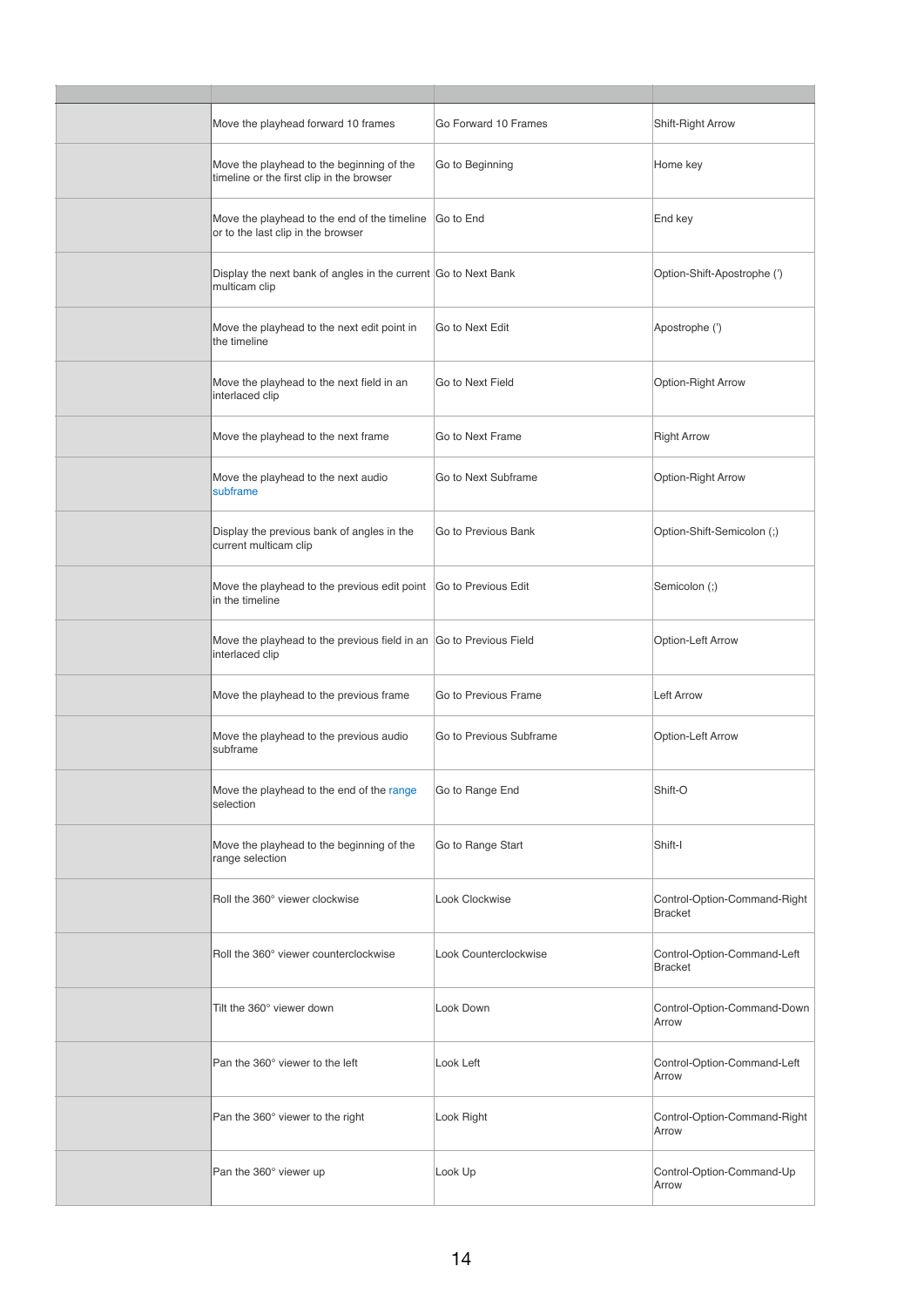| | | | |
|---|---|---|---|
| | Move the playhead forward 10 frames | Go Forward 10 Frames | Shift-Right Arrow |
| | Move the playhead to the beginning of the timeline or the first clip in the browser | Go to Beginning | Home key |
| | Move the playhead to the end of the timeline or to the last clip in the browser | Go to End | End key |
| | Display the next bank of angles in the current multicam clip | Go to Next Bank | Option-Shift-Apostrophe (') |
| | Move the playhead to the next edit point in the timeline | Go to Next Edit | Apostrophe (') |
| | Move the playhead to the next field in an interlaced clip | Go to Next Field | Option-Right Arrow |
| | Move the playhead to the next frame | Go to Next Frame | Right Arrow |
| | Move the playhead to the next audio subframe | Go to Next Subframe | Option-Right Arrow |
| | Display the previous bank of angles in the current multicam clip | Go to Previous Bank | Option-Shift-Semicolon (;) |
| | Move the playhead to the previous edit point in the timeline | Go to Previous Edit | Semicolon (;) |
| | Move the playhead to the previous field in an interlaced clip | Go to Previous Field | Option-Left Arrow |
| | Move the playhead to the previous frame | Go to Previous Frame | Left Arrow |
| | Move the playhead to the previous audio subframe | Go to Previous Subframe | Option-Left Arrow |
| | Move the playhead to the end of the range selection | Go to Range End | Shift-O |
| | Move the playhead to the beginning of the range selection | Go to Range Start | Shift-I |
| | Roll the 360° viewer clockwise | Look Clockwise | Control-Option-Command-Right Bracket |
| | Roll the 360° viewer counterclockwise | Look Counterclockwise | Control-Option-Command-Left Bracket |
| | Tilt the 360° viewer down | Look Down | Control-Option-Command-Down Arrow |
| | Pan the 360° viewer to the left | Look Left | Control-Option-Command-Left Arrow |
| | Pan the 360° viewer to the right | Look Right | Control-Option-Command-Right Arrow |
| | Pan the 360° viewer up | Look Up | Control-Option-Command-Up Arrow |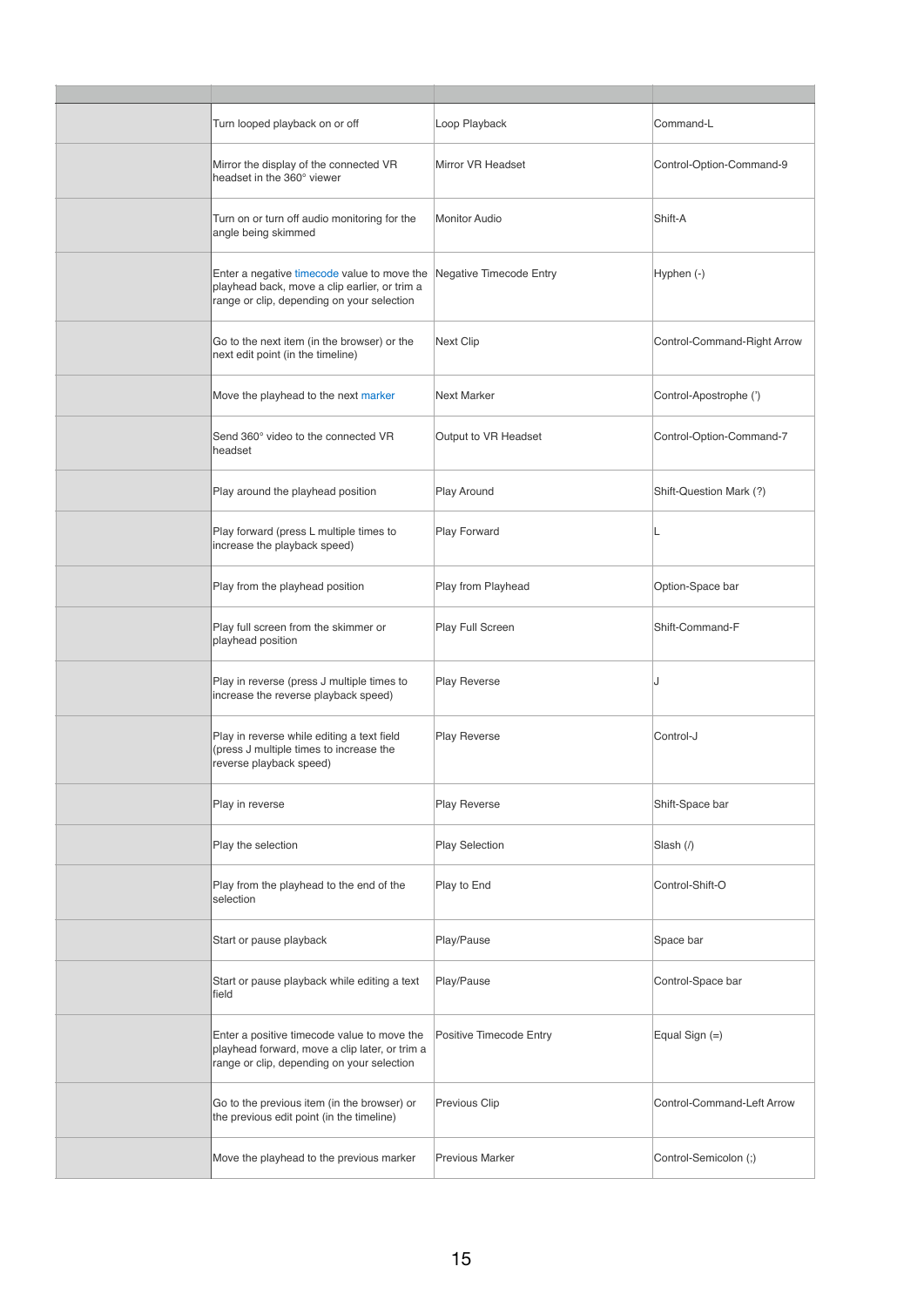| | | | |
|---|---|---|---|
| | Turn looped playback on or off | Loop Playback | Command-L |
| | Mirror the display of the connected VR headset in the 360° viewer | Mirror VR Headset | Control-Option-Command-9 |
| | Turn on or turn off audio monitoring for the angle being skimmed | Monitor Audio | Shift-A |
| | Enter a negative timecode value to move the playhead back, move a clip earlier, or trim a range or clip, depending on your selection | Negative Timecode Entry | Hyphen (-) |
| | Go to the next item (in the browser) or the next edit point (in the timeline) | Next Clip | Control-Command-Right Arrow |
| | Move the playhead to the next marker | Next Marker | Control-Apostrophe (') |
| | Send 360° video to the connected VR headset | Output to VR Headset | Control-Option-Command-7 |
| | Play around the playhead position | Play Around | Shift-Question Mark (?) |
| | Play forward (press L multiple times to increase the playback speed) | Play Forward | L |
| | Play from the playhead position | Play from Playhead | Option-Space bar |
| | Play full screen from the skimmer or playhead position | Play Full Screen | Shift-Command-F |
| | Play in reverse (press J multiple times to increase the reverse playback speed) | Play Reverse | J |
| | Play in reverse while editing a text field (press J multiple times to increase the reverse playback speed) | Play Reverse | Control-J |
| | Play in reverse | Play Reverse | Shift-Space bar |
| | Play the selection | Play Selection | Slash (/) |
| | Play from the playhead to the end of the selection | Play to End | Control-Shift-O |
| | Start or pause playback | Play/Pause | Space bar |
| | Start or pause playback while editing a text field | Play/Pause | Control-Space bar |
| | Enter a positive timecode value to move the playhead forward, move a clip later, or trim a range or clip, depending on your selection | Positive Timecode Entry | Equal Sign (=) |
| | Go to the previous item (in the browser) or the previous edit point (in the timeline) | Previous Clip | Control-Command-Left Arrow |
| | Move the playhead to the previous marker | Previous Marker | Control-Semicolon (;) |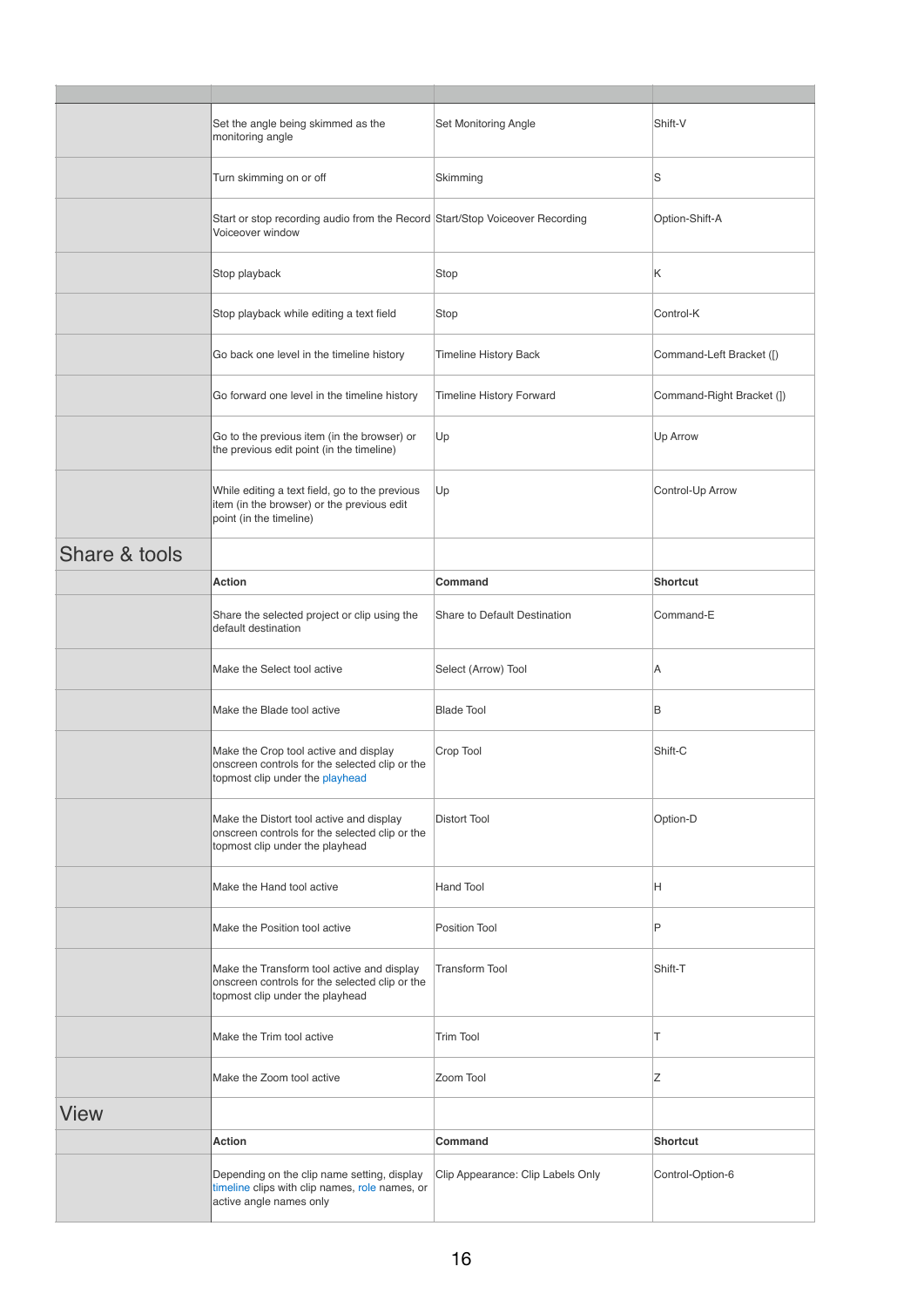| | | | |
|---|---|---|---|
| | Set the angle being skimmed as the monitoring angle | Set Monitoring Angle | Shift-V |
| | Turn skimming on or off | Skimming | S |
| | Start or stop recording audio from the Record Voiceover window | Start/Stop Voiceover Recording | Option-Shift-A |
| | Stop playback | Stop | K |
| | Stop playback while editing a text field | Stop | Control-K |
| | Go back one level in the timeline history | Timeline History Back | Command-Left Bracket ([) |
| | Go forward one level in the timeline history | Timeline History Forward | Command-Right Bracket (]) |
| | Go to the previous item (in the browser) or the previous edit point (in the timeline) | Up | Up Arrow |
| | While editing a text field, go to the previous item (in the browser) or the previous edit point (in the timeline) | Up | Control-Up Arrow |

## Share & tools

| | Action | Command | Shortcut |
|---|---|---|---|
| | Share the selected project or clip using the default destination | Share to Default Destination | Command-E |
| | Make the Select tool active | Select (Arrow) Tool | A |
| | Make the Blade tool active | Blade Tool | B |
| | Make the Crop tool active and display onscreen controls for the selected clip or the topmost clip under the playhead | Crop Tool | Shift-C |
| | Make the Distort tool active and display onscreen controls for the selected clip or the topmost clip under the playhead | Distort Tool | Option-D |
| | Make the Hand tool active | Hand Tool | H |
| | Make the Position tool active | Position Tool | P |
| | Make the Transform tool active and display onscreen controls for the selected clip or the topmost clip under the playhead | Transform Tool | Shift-T |
| | Make the Trim tool active | Trim Tool | T |
| | Make the Zoom tool active | Zoom Tool | Z |

## View

| | Action | Command | Shortcut |
|---|---|---|---|
| | Depending on the clip name setting, display timeline clips with clip names, role names, or active angle names only | Clip Appearance: Clip Labels Only | Control-Option-6 |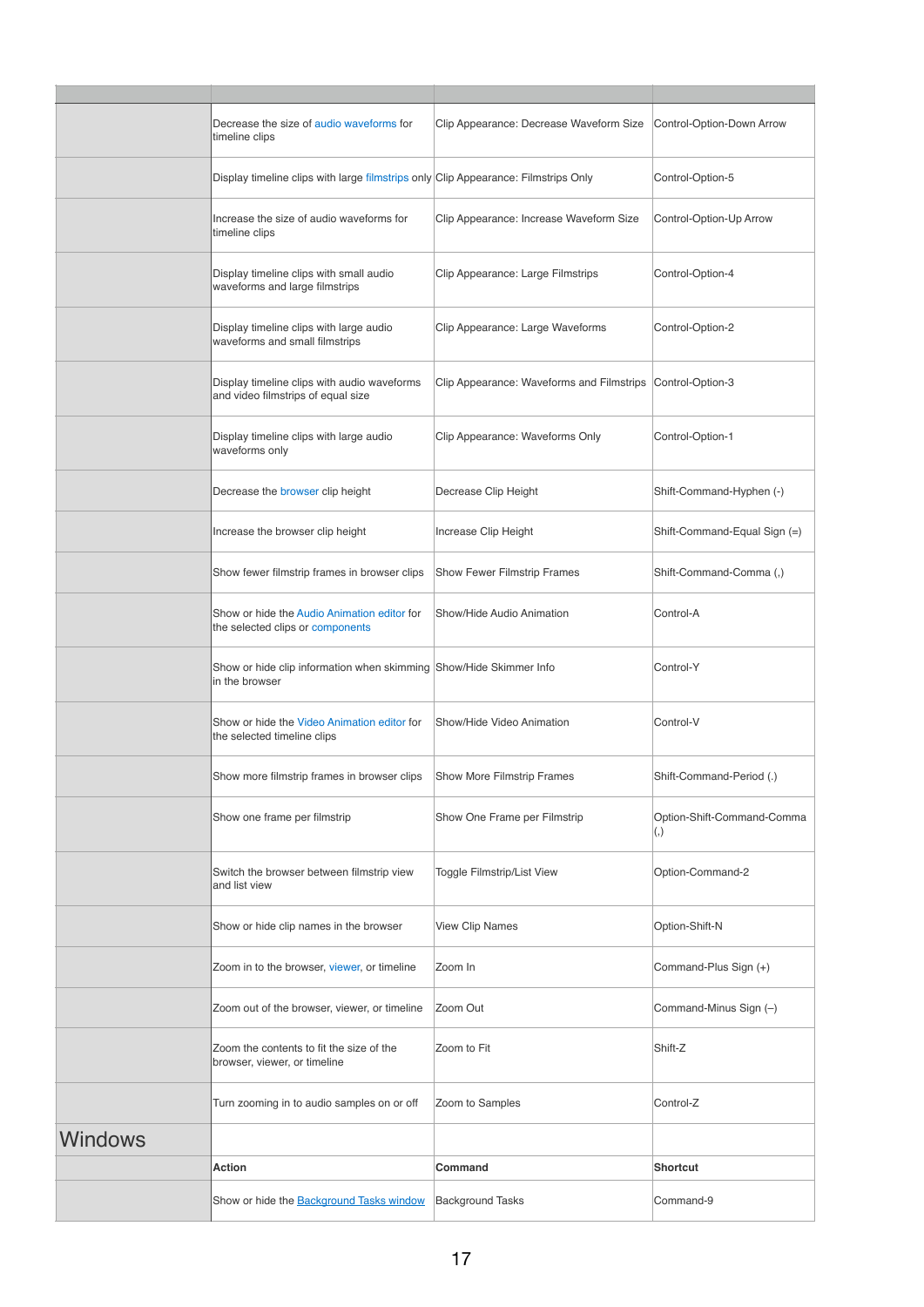| | | | |
|---|---|---|---|
| | Decrease the size of audio waveforms for timeline clips | Clip Appearance: Decrease Waveform Size | Control-Option-Down Arrow |
| | Display timeline clips with large filmstrips only | Clip Appearance: Filmstrips Only | Control-Option-5 |
| | Increase the size of audio waveforms for timeline clips | Clip Appearance: Increase Waveform Size | Control-Option-Up Arrow |
| | Display timeline clips with small audio waveforms and large filmstrips | Clip Appearance: Large Filmstrips | Control-Option-4 |
| | Display timeline clips with large audio waveforms and small filmstrips | Clip Appearance: Large Waveforms | Control-Option-2 |
| | Display timeline clips with audio waveforms and video filmstrips of equal size | Clip Appearance: Waveforms and Filmstrips | Control-Option-3 |
| | Display timeline clips with large audio waveforms only | Clip Appearance: Waveforms Only | Control-Option-1 |
| | Decrease the browser clip height | Decrease Clip Height | Shift-Command-Hyphen (-) |
| | Increase the browser clip height | Increase Clip Height | Shift-Command-Equal Sign (=) |
| | Show fewer filmstrip frames in browser clips | Show Fewer Filmstrip Frames | Shift-Command-Comma (,) |
| | Show or hide the Audio Animation editor for the selected clips or components | Show/Hide Audio Animation | Control-A |
| | Show or hide clip information when skimming in the browser | Show/Hide Skimmer Info | Control-Y |
| | Show or hide the Video Animation editor for the selected timeline clips | Show/Hide Video Animation | Control-V |
| | Show more filmstrip frames in browser clips | Show More Filmstrip Frames | Shift-Command-Period (.) |
| | Show one frame per filmstrip | Show One Frame per Filmstrip | Option-Shift-Command-Comma (,) |
| | Switch the browser between filmstrip view and list view | Toggle Filmstrip/List View | Option-Command-2 |
| | Show or hide clip names in the browser | View Clip Names | Option-Shift-N |
| | Zoom in to the browser, viewer, or timeline | Zoom In | Command-Plus Sign (+) |
| | Zoom out of the browser, viewer, or timeline | Zoom Out | Command-Minus Sign (–) |
| | Zoom the contents to fit the size of the browser, viewer, or timeline | Zoom to Fit | Shift-Z |
| | Turn zooming in to audio samples on or off | Zoom to Samples | Control-Z |
| **Windows** | | | |
| | **Action** | **Command** | **Shortcut** |
| | Show or hide the Background Tasks window | Background Tasks | Command-9 |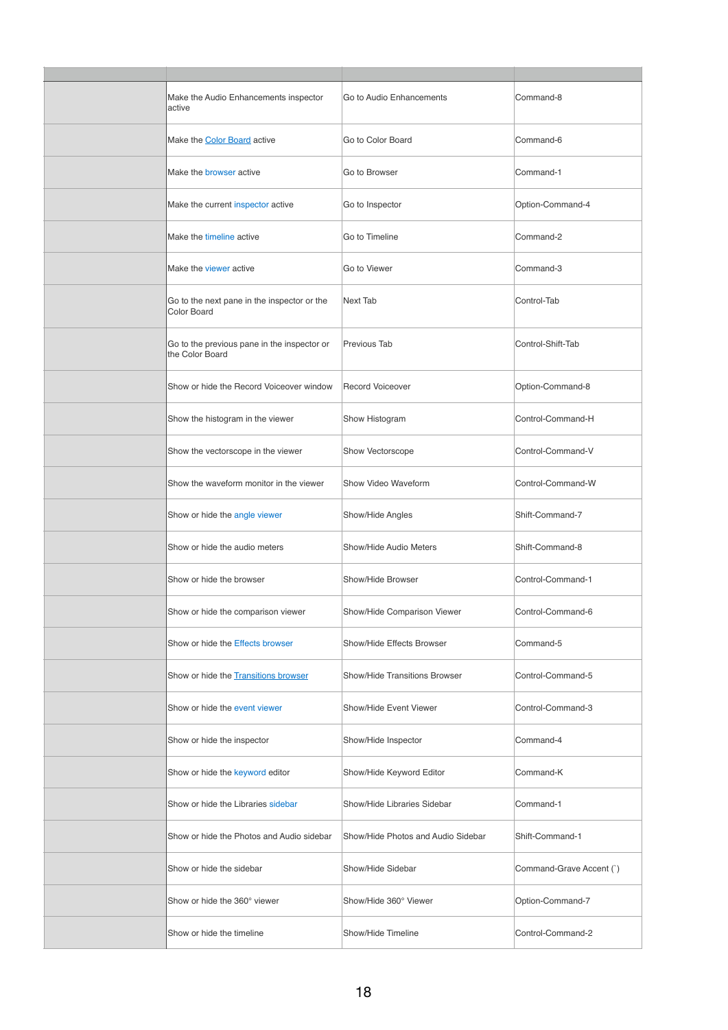| | | | |
|---|---|---|---|
| | Make the Audio Enhancements inspector active | Go to Audio Enhancements | Command-8 |
| | Make the Color Board active | Go to Color Board | Command-6 |
| | Make the browser active | Go to Browser | Command-1 |
| | Make the current inspector active | Go to Inspector | Option-Command-4 |
| | Make the timeline active | Go to Timeline | Command-2 |
| | Make the viewer active | Go to Viewer | Command-3 |
| | Go to the next pane in the inspector or the Color Board | Next Tab | Control-Tab |
| | Go to the previous pane in the inspector or the Color Board | Previous Tab | Control-Shift-Tab |
| | Show or hide the Record Voiceover window | Record Voiceover | Option-Command-8 |
| | Show the histogram in the viewer | Show Histogram | Control-Command-H |
| | Show the vectorscope in the viewer | Show Vectorscope | Control-Command-V |
| | Show the waveform monitor in the viewer | Show Video Waveform | Control-Command-W |
| | Show or hide the angle viewer | Show/Hide Angles | Shift-Command-7 |
| | Show or hide the audio meters | Show/Hide Audio Meters | Shift-Command-8 |
| | Show or hide the browser | Show/Hide Browser | Control-Command-1 |
| | Show or hide the comparison viewer | Show/Hide Comparison Viewer | Control-Command-6 |
| | Show or hide the Effects browser | Show/Hide Effects Browser | Command-5 |
| | Show or hide the Transitions browser | Show/Hide Transitions Browser | Control-Command-5 |
| | Show or hide the event viewer | Show/Hide Event Viewer | Control-Command-3 |
| | Show or hide the inspector | Show/Hide Inspector | Command-4 |
| | Show or hide the keyword editor | Show/Hide Keyword Editor | Command-K |
| | Show or hide the Libraries sidebar | Show/Hide Libraries Sidebar | Command-1 |
| | Show or hide the Photos and Audio sidebar | Show/Hide Photos and Audio Sidebar | Shift-Command-1 |
| | Show or hide the sidebar | Show/Hide Sidebar | Command-Grave Accent (`) |
| | Show or hide the 360° viewer | Show/Hide 360° Viewer | Option-Command-7 |
| | Show or hide the timeline | Show/Hide Timeline | Control-Command-2 |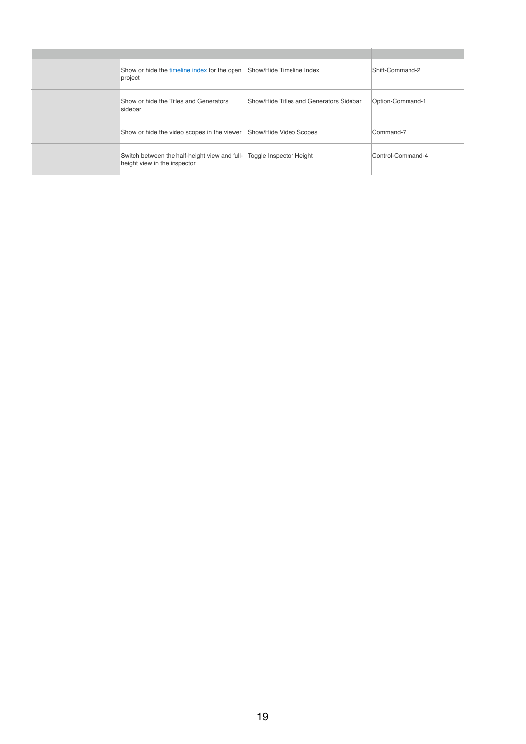| | | | |
|---|---|---|---|
| | Show or hide the timeline index for the open project | Show/Hide Timeline Index | Shift-Command-2 |
| | Show or hide the Titles and Generators sidebar | Show/Hide Titles and Generators Sidebar | Option-Command-1 |
| | Show or hide the video scopes in the viewer | Show/Hide Video Scopes | Command-7 |
| | Switch between the half-height view and full-height view in the inspector | Toggle Inspector Height | Control-Command-4 |